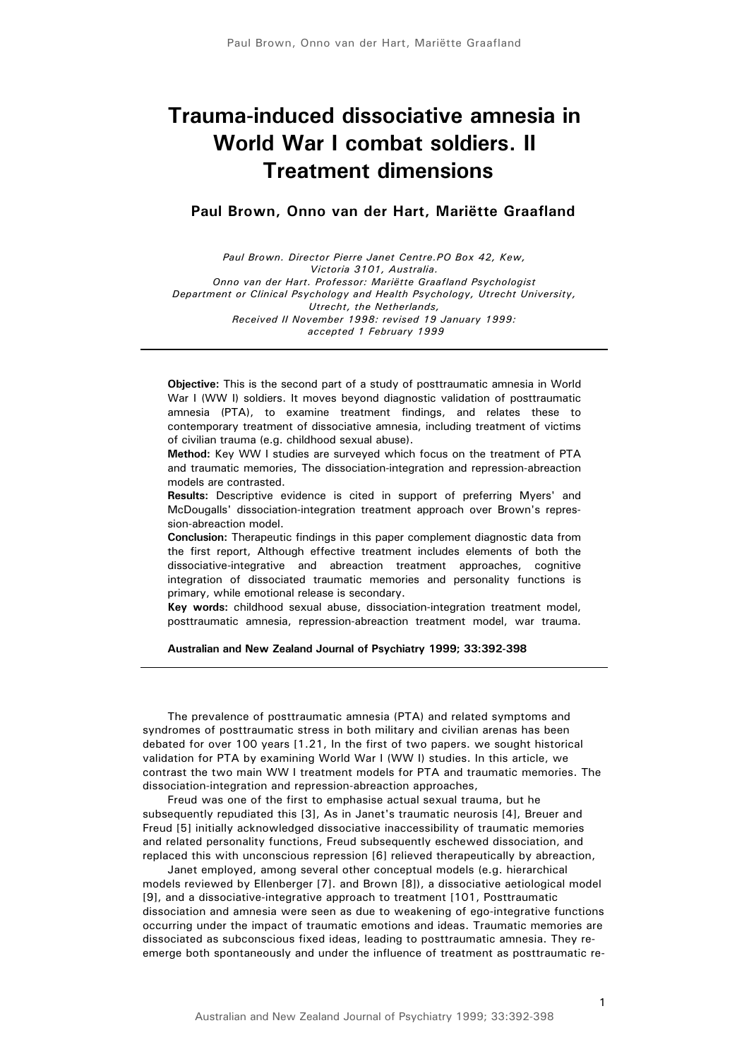# Trauma-induced dissociative amnesia in World War I combat soldiers. II Treatment dimensions

**Paul Brown, Onno van der Hart, Mariëtte Graafland**

*Paul Brown. Director Pierre Janet Centre.PO Box 42, Kew, Victoria 3101, Australia.*
*Onno van der Hart. Professor: Mariëtte Graafland Psychologist*
*Department or Clinical Psychology and Health Psychology, Utrecht University, Utrecht, the Netherlands,*
*Received II November 1998: revised 19 January 1999: accepted 1 February 1999*

---

**Objective:** This is the second part of a study of posttraumatic amnesia in World War I (WW I) soldiers. It moves beyond diagnostic validation of posttraumatic amnesia (PTA), to examine treatment findings, and relates these to contemporary treatment of dissociative amnesia, including treatment of victims of civilian trauma (e.g. childhood sexual abuse).

**Method:** Key WW I studies are surveyed which focus on the treatment of PTA and traumatic memories, The dissociation-integration and repression-abreaction models are contrasted.

**Results:** Descriptive evidence is cited in support of preferring Myers' and McDougalls' dissociation-integration treatment approach over Brown's repression-abreaction model.

**Conclusion:** Therapeutic findings in this paper complement diagnostic data from the first report, Although effective treatment includes elements of both the dissociative-integrative and abreaction treatment approaches, cognitive integration of dissociated traumatic memories and personality functions is primary, while emotional release is secondary.

**Key words:** childhood sexual abuse, dissociation-integration treatment model, posttraumatic amnesia, repression-abreaction treatment model, war trauma.

**Australian and New Zealand Journal of Psychiatry 1999; 33:392-398**

---

The prevalence of posttraumatic amnesia (PTA) and related symptoms and syndromes of posttraumatic stress in both military and civilian arenas has been debated for over 100 years [1.21, In the first of two papers. we sought historical validation for PTA by examining World War I (WW I) studies. In this article, we contrast the two main WW I treatment models for PTA and traumatic memories. The dissociation-integration and repression-abreaction approaches,

Freud was one of the first to emphasise actual sexual trauma, but he subsequently repudiated this [3], As in Janet's traumatic neurosis [4], Breuer and Freud [5] initially acknowledged dissociative inaccessibility of traumatic memories and related personality functions, Freud subsequently eschewed dissociation, and replaced this with unconscious repression [6] relieved therapeutically by abreaction,

Janet employed, among several other conceptual models (e.g. hierarchical models reviewed by Ellenberger [7]. and Brown [8]), a dissociative aetiological model [9], and a dissociative-integrative approach to treatment [101, Posttraumatic dissociation and amnesia were seen as due to weakening of ego-integrative functions occurring under the impact of traumatic emotions and ideas. Traumatic memories are dissociated as subconscious fixed ideas, leading to posttraumatic amnesia. They re-emerge both spontaneously and under the influence of treatment as posttraumatic re-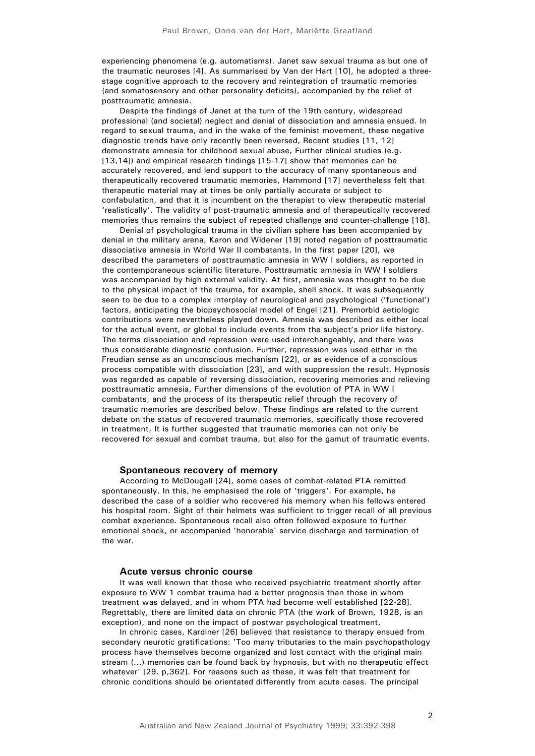experiencing phenomena (e.g. automatisms). Janet saw sexual trauma as but one of the traumatic neuroses [4]. As summarised by Van der Hart [10], he adopted a three-stage cognitive approach to the recovery and reintegration of traumatic memories (and somatosensory and other personality deficits), accompanied by the relief of posttraumatic amnesia.

Despite the findings of Janet at the turn of the 19th century, widespread professional (and societal) neglect and denial of dissociation and amnesia ensued. In regard to sexual trauma, and in the wake of the feminist movement, these negative diagnostic trends have only recently been reversed, Recent studies [11, 12] demonstrate amnesia for childhood sexual abuse, Further clinical studies (e.g. [13,14]) and empirical research findings [15-17] show that memories can be accurately recovered, and lend support to the accuracy of many spontaneous and therapeutically recovered traumatic memories, Hammond [17] nevertheless felt that therapeutic material may at times be only partially accurate or subject to confabulation, and that it is incumbent on the therapist to view therapeutic material 'realistically'. The validity of post-traumatic amnesia and of therapeutically recovered memories thus remains the subject of repeated challenge and counter-challenge [18].

Denial of psychological trauma in the civilian sphere has been accompanied by denial in the military arena, Karon and Widener [19] noted negation of posttraumatic dissociative amnesia in World War II combatants, In the first paper [20], we described the parameters of posttraumatic amnesia in WW I soldiers, as reported in the contemporaneous scientific literature. Posttraumatic amnesia in WW I soldiers was accompanied by high external validity. At first, amnesia was thought to be due to the physical impact of the trauma, for example, shell shock. It was subsequently seen to be due to a complex interplay of neurological and psychological ('functional') factors, anticipating the biopsychosocial model of Engel [21]. Premorbid aetiologic contributions were nevertheless played down. Amnesia was described as either local for the actual event, or global to include events from the subject's prior life history. The terms dissociation and repression were used interchangeably, and there was thus considerable diagnostic confusion. Further, repression was used either in the Freudian sense as an unconscious mechanism [22], or as evidence of a conscious process compatible with dissociation [23], and with suppression the result. Hypnosis was regarded as capable of reversing dissociation, recovering memories and relieving posttraumatic amnesia, Further dimensions of the evolution of PTA in WW I combatants, and the process of its therapeutic relief through the recovery of traumatic memories are described below. These findings are related to the current debate on the status of recovered traumatic memories, specifically those recovered in treatment, It is further suggested that traumatic memories can not only be recovered for sexual and combat trauma, but also for the gamut of traumatic events.

### Spontaneous recovery of memory

According to McDougall [24], some cases of combat-related PTA remitted spontaneously. In this, he emphasised the role of 'triggers'. For example, he described the case of a soldier who recovered his memory when his fellows entered his hospital room. Sight of their helmets was sufficient to trigger recall of all previous combat experience. Spontaneous recall also often followed exposure to further emotional shock, or accompanied 'honorable' service discharge and termination of the war.

### Acute versus chronic course

It was well known that those who received psychiatric treatment shortly after exposure to WW 1 combat trauma had a better prognosis than those in whom treatment was delayed, and in whom PTA had become well established [22-28]. Regrettably, there are limited data on chronic PTA (the work of Brown, 1928, is an exception), and none on the impact of postwar psychological treatment,

In chronic cases, Kardiner [26] believed that resistance to therapy ensued from secondary neurotic gratifications: 'Too many tributaries to the main psychopathology process have themselves become organized and lost contact with the original main stream (...) memories can be found back by hypnosis, but with no therapeutic effect whatever' [29. p,362]. For reasons such as these, it was felt that treatment for chronic conditions should be orientated differently from acute cases. The principal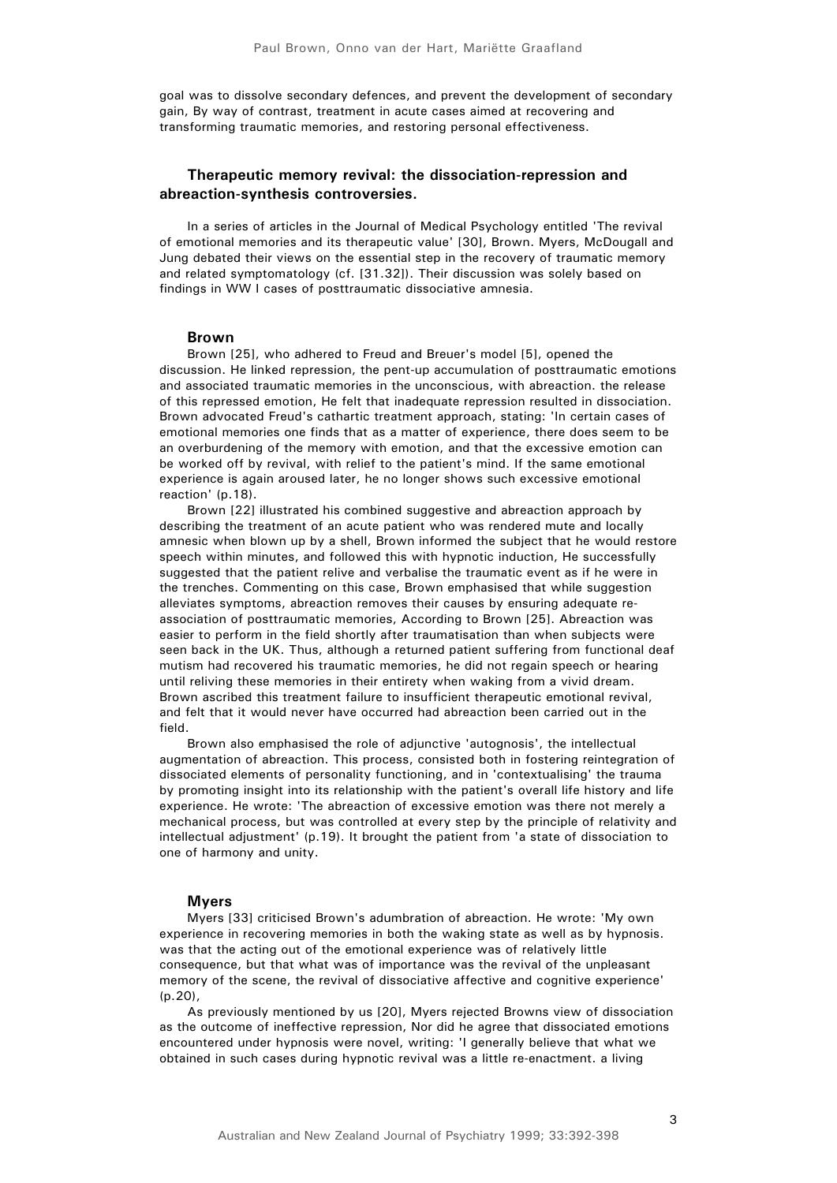goal was to dissolve secondary defences, and prevent the development of secondary gain, By way of contrast, treatment in acute cases aimed at recovering and transforming traumatic memories, and restoring personal effectiveness.

## Therapeutic memory revival: the dissociation-repression and abreaction-synthesis controversies.

In a series of articles in the Journal of Medical Psychology entitled 'The revival of emotional memories and its therapeutic value' [30], Brown. Myers, McDougall and Jung debated their views on the essential step in the recovery of traumatic memory and related symptomatology (cf. [31.32]). Their discussion was solely based on findings in WW I cases of posttraumatic dissociative amnesia.

### Brown

Brown [25], who adhered to Freud and Breuer's model [5], opened the discussion. He linked repression, the pent-up accumulation of posttraumatic emotions and associated traumatic memories in the unconscious, with abreaction. the release of this repressed emotion, He felt that inadequate repression resulted in dissociation. Brown advocated Freud's cathartic treatment approach, stating: 'In certain cases of emotional memories one finds that as a matter of experience, there does seem to be an overburdening of the memory with emotion, and that the excessive emotion can be worked off by revival, with relief to the patient's mind. If the same emotional experience is again aroused later, he no longer shows such excessive emotional reaction' (p.18).

Brown [22] illustrated his combined suggestive and abreaction approach by describing the treatment of an acute patient who was rendered mute and locally amnesic when blown up by a shell, Brown informed the subject that he would restore speech within minutes, and followed this with hypnotic induction, He successfully suggested that the patient relive and verbalise the traumatic event as if he were in the trenches. Commenting on this case, Brown emphasised that while suggestion alleviates symptoms, abreaction removes their causes by ensuring adequate re-association of posttraumatic memories, According to Brown [25]. Abreaction was easier to perform in the field shortly after traumatisation than when subjects were seen back in the UK. Thus, although a returned patient suffering from functional deaf mutism had recovered his traumatic memories, he did not regain speech or hearing until reliving these memories in their entirety when waking from a vivid dream. Brown ascribed this treatment failure to insufficient therapeutic emotional revival, and felt that it would never have occurred had abreaction been carried out in the field.

Brown also emphasised the role of adjunctive 'autognosis', the intellectual augmentation of abreaction. This process, consisted both in fostering reintegration of dissociated elements of personality functioning, and in 'contextualising' the trauma by promoting insight into its relationship with the patient's overall life history and life experience. He wrote: 'The abreaction of excessive emotion was there not merely a mechanical process, but was controlled at every step by the principle of relativity and intellectual adjustment' (p.19). It brought the patient from 'a state of dissociation to one of harmony and unity.

### Myers

Myers [33] criticised Brown's adumbration of abreaction. He wrote: 'My own experience in recovering memories in both the waking state as well as by hypnosis. was that the acting out of the emotional experience was of relatively little consequence, but that what was of importance was the revival of the unpleasant memory of the scene, the revival of dissociative affective and cognitive experience' (p.20),

As previously mentioned by us [20], Myers rejected Browns view of dissociation as the outcome of ineffective repression, Nor did he agree that dissociated emotions encountered under hypnosis were novel, writing: 'I generally believe that what we obtained in such cases during hypnotic revival was a little re-enactment. a living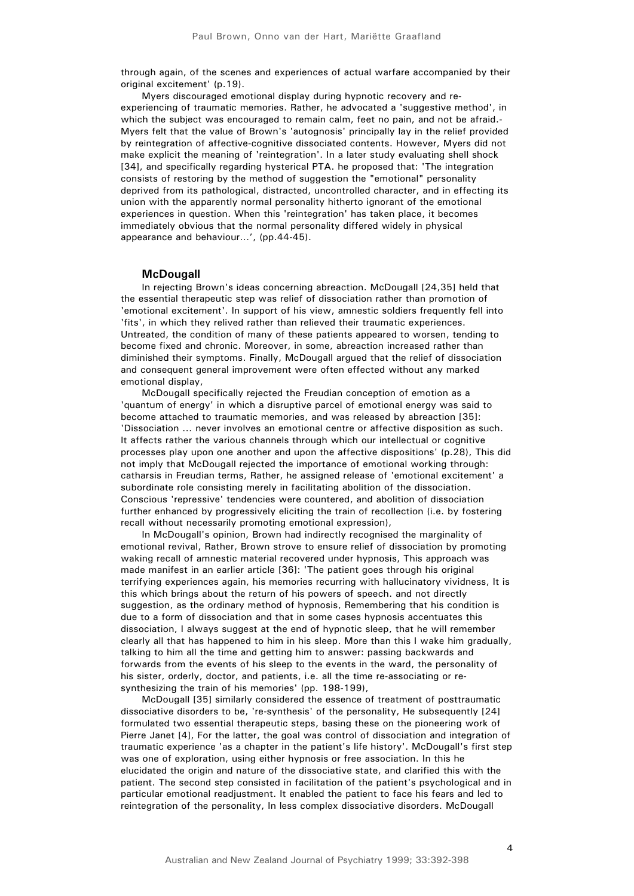through again, of the scenes and experiences of actual warfare accompanied by their original excitement' (p.19).

Myers discouraged emotional display during hypnotic recovery and re-experiencing of traumatic memories. Rather, he advocated a 'suggestive method', in which the subject was encouraged to remain calm, feet no pain, and not be afraid.- Myers felt that the value of Brown's 'autognosis' principally lay in the relief provided by reintegration of affective-cognitive dissociated contents. However, Myers did not make explicit the meaning of 'reintegration'. In a later study evaluating shell shock [34], and specifically regarding hysterical PTA. he proposed that: 'The integration consists of restoring by the method of suggestion the "emotional" personality deprived from its pathological, distracted, uncontrolled character, and in effecting its union with the apparently normal personality hitherto ignorant of the emotional experiences in question. When this 'reintegration' has taken place, it becomes immediately obvious that the normal personality differed widely in physical appearance and behaviour...', (pp.44-45).

### McDougall

In rejecting Brown's ideas concerning abreaction. McDougall [24,35] held that the essential therapeutic step was relief of dissociation rather than promotion of 'emotional excitement'. In support of his view, amnestic soldiers frequently fell into 'fits', in which they relived rather than relieved their traumatic experiences. Untreated, the condition of many of these patients appeared to worsen, tending to become fixed and chronic. Moreover, in some, abreaction increased rather than diminished their symptoms. Finally, McDougall argued that the relief of dissociation and consequent general improvement were often effected without any marked emotional display,

McDougall specifically rejected the Freudian conception of emotion as a 'quantum of energy' in which a disruptive parcel of emotional energy was said to become attached to traumatic memories, and was released by abreaction [35]: 'Dissociation ... never involves an emotional centre or affective disposition as such. It affects rather the various channels through which our intellectual or cognitive processes play upon one another and upon the affective dispositions' (p.28), This did not imply that McDougall rejected the importance of emotional working through: catharsis in Freudian terms, Rather, he assigned release of 'emotional excitement' a subordinate role consisting merely in facilitating abolition of the dissociation. Conscious 'repressive' tendencies were countered, and abolition of dissociation further enhanced by progressively eliciting the train of recollection (i.e. by fostering recall without necessarily promoting emotional expression),

In McDougall's opinion, Brown had indirectly recognised the marginality of emotional revival, Rather, Brown strove to ensure relief of dissociation by promoting waking recall of amnestic material recovered under hypnosis, This approach was made manifest in an earlier article [36]: 'The patient goes through his original terrifying experiences again, his memories recurring with hallucinatory vividness, It is this which brings about the return of his powers of speech. and not directly suggestion, as the ordinary method of hypnosis, Remembering that his condition is due to a form of dissociation and that in some cases hypnosis accentuates this dissociation, I always suggest at the end of hypnotic sleep, that he will remember clearly all that has happened to him in his sleep. More than this I wake him gradually, talking to him all the time and getting him to answer: passing backwards and forwards from the events of his sleep to the events in the ward, the personality of his sister, orderly, doctor, and patients, i.e. all the time re-associating or re-synthesizing the train of his memories' (pp. 198-199),

McDougall [35] similarly considered the essence of treatment of posttraumatic dissociative disorders to be, 're-synthesis' of the personality, He subsequently [24] formulated two essential therapeutic steps, basing these on the pioneering work of Pierre Janet [4], For the latter, the goal was control of dissociation and integration of traumatic experience 'as a chapter in the patient's life history'. McDougall's first step was one of exploration, using either hypnosis or free association. In this he elucidated the origin and nature of the dissociative state, and clarified this with the patient. The second step consisted in facilitation of the patient's psychological and in particular emotional readjustment. It enabled the patient to face his fears and led to reintegration of the personality, In less complex dissociative disorders. McDougall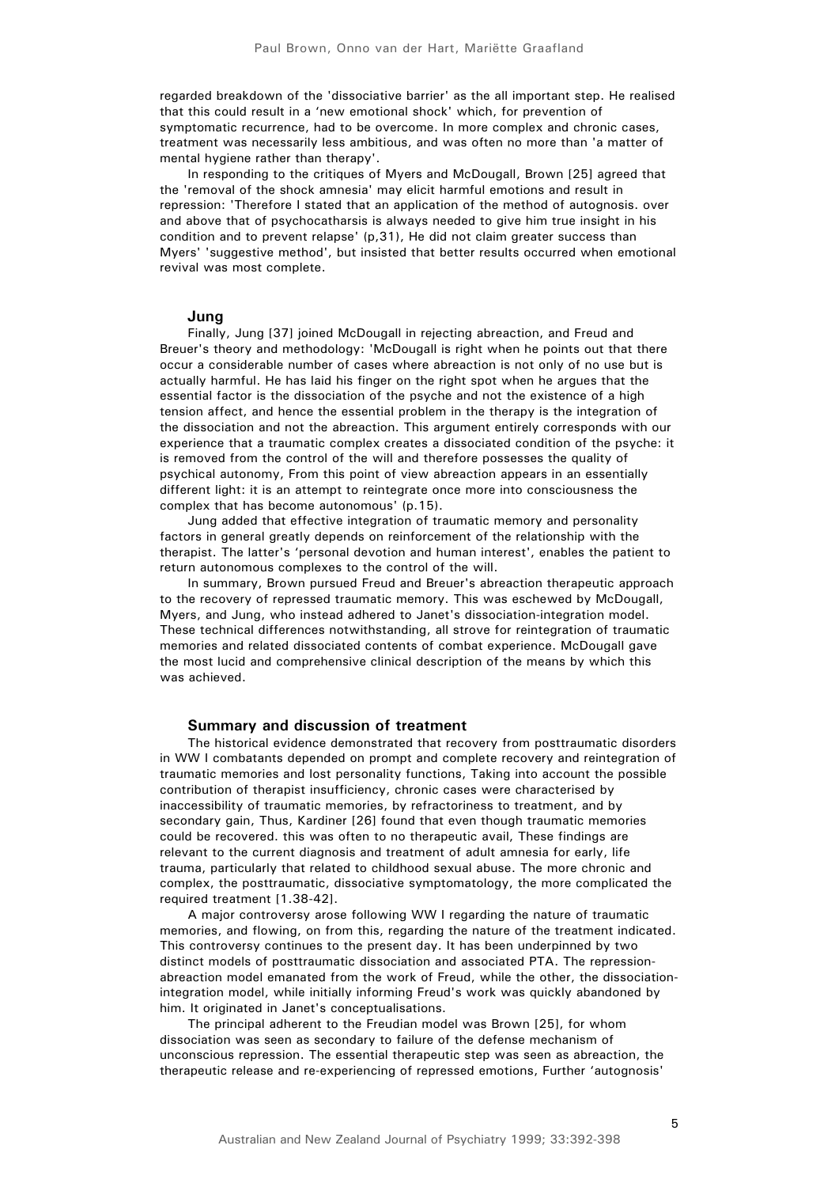regarded breakdown of the 'dissociative barrier' as the all important step. He realised that this could result in a 'new emotional shock' which, for prevention of symptomatic recurrence, had to be overcome. In more complex and chronic cases, treatment was necessarily less ambitious, and was often no more than 'a matter of mental hygiene rather than therapy'.

In responding to the critiques of Myers and McDougall, Brown [25] agreed that the 'removal of the shock amnesia' may elicit harmful emotions and result in repression: 'Therefore I stated that an application of the method of autognosis. over and above that of psychocatharsis is always needed to give him true insight in his condition and to prevent relapse' (p,31), He did not claim greater success than Myers' 'suggestive method', but insisted that better results occurred when emotional revival was most complete.

### Jung

Finally, Jung [37] joined McDougall in rejecting abreaction, and Freud and Breuer's theory and methodology: 'McDougall is right when he points out that there occur a considerable number of cases where abreaction is not only of no use but is actually harmful. He has laid his finger on the right spot when he argues that the essential factor is the dissociation of the psyche and not the existence of a high tension affect, and hence the essential problem in the therapy is the integration of the dissociation and not the abreaction. This argument entirely corresponds with our experience that a traumatic complex creates a dissociated condition of the psyche: it is removed from the control of the will and therefore possesses the quality of psychical autonomy, From this point of view abreaction appears in an essentially different light: it is an attempt to reintegrate once more into consciousness the complex that has become autonomous' (p.15).

Jung added that effective integration of traumatic memory and personality factors in general greatly depends on reinforcement of the relationship with the therapist. The latter's 'personal devotion and human interest', enables the patient to return autonomous complexes to the control of the will.

In summary, Brown pursued Freud and Breuer's abreaction therapeutic approach to the recovery of repressed traumatic memory. This was eschewed by McDougall, Myers, and Jung, who instead adhered to Janet's dissociation-integration model. These technical differences notwithstanding, all strove for reintegration of traumatic memories and related dissociated contents of combat experience. McDougall gave the most lucid and comprehensive clinical description of the means by which this was achieved.

## Summary and discussion of treatment

The historical evidence demonstrated that recovery from posttraumatic disorders in WW I combatants depended on prompt and complete recovery and reintegration of traumatic memories and lost personality functions, Taking into account the possible contribution of therapist insufficiency, chronic cases were characterised by inaccessibility of traumatic memories, by refractoriness to treatment, and by secondary gain, Thus, Kardiner [26] found that even though traumatic memories could be recovered. this was often to no therapeutic avail, These findings are relevant to the current diagnosis and treatment of adult amnesia for early, life trauma, particularly that related to childhood sexual abuse. The more chronic and complex, the posttraumatic, dissociative symptomatology, the more complicated the required treatment [1.38-42].

A major controversy arose following WW I regarding the nature of traumatic memories, and flowing, on from this, regarding the nature of the treatment indicated. This controversy continues to the present day. It has been underpinned by two distinct models of posttraumatic dissociation and associated PTA. The repression-abreaction model emanated from the work of Freud, while the other, the dissociation-integration model, while initially informing Freud's work was quickly abandoned by him. It originated in Janet's conceptualisations.

The principal adherent to the Freudian model was Brown [25], for whom dissociation was seen as secondary to failure of the defense mechanism of unconscious repression. The essential therapeutic step was seen as abreaction, the therapeutic release and re-experiencing of repressed emotions, Further 'autognosis'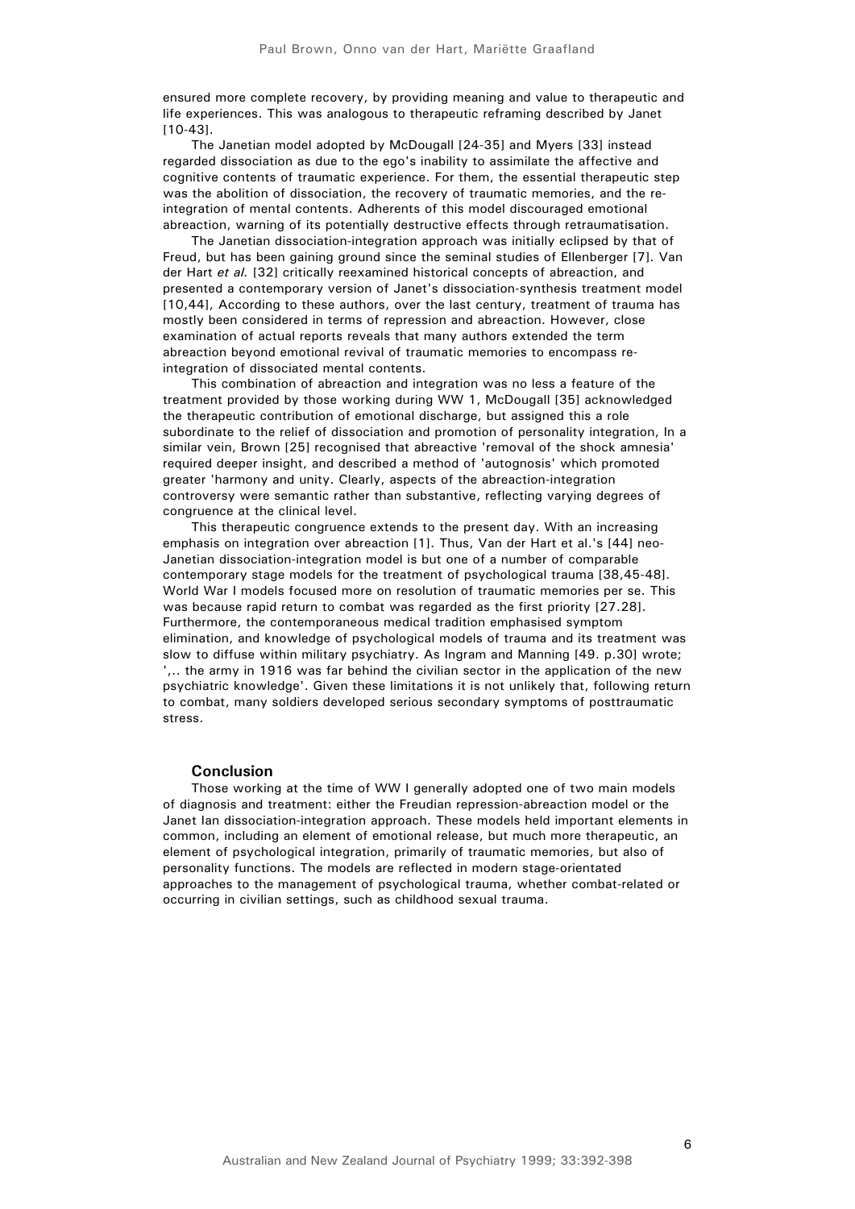ensured more complete recovery, by providing meaning and value to therapeutic and life experiences. This was analogous to therapeutic reframing described by Janet [10-43].

The Janetian model adopted by McDougall [24-35] and Myers [33] instead regarded dissociation as due to the ego's inability to assimilate the affective and cognitive contents of traumatic experience. For them, the essential therapeutic step was the abolition of dissociation, the recovery of traumatic memories, and the re-integration of mental contents. Adherents of this model discouraged emotional abreaction, warning of its potentially destructive effects through retraumatisation.

The Janetian dissociation-integration approach was initially eclipsed by that of Freud, but has been gaining ground since the seminal studies of Ellenberger [7]. Van der Hart *et al.* [32] critically reexamined historical concepts of abreaction, and presented a contemporary version of Janet's dissociation-synthesis treatment model [10,44], According to these authors, over the last century, treatment of trauma has mostly been considered in terms of repression and abreaction. However, close examination of actual reports reveals that many authors extended the term abreaction beyond emotional revival of traumatic memories to encompass re-integration of dissociated mental contents.

This combination of abreaction and integration was no less a feature of the treatment provided by those working during WW 1, McDougall [35] acknowledged the therapeutic contribution of emotional discharge, but assigned this a role subordinate to the relief of dissociation and promotion of personality integration, In a similar vein, Brown [25] recognised that abreactive 'removal of the shock amnesia' required deeper insight, and described a method of 'autognosis' which promoted greater 'harmony and unity. Clearly, aspects of the abreaction-integration controversy were semantic rather than substantive, reflecting varying degrees of congruence at the clinical level.

This therapeutic congruence extends to the present day. With an increasing emphasis on integration over abreaction [1]. Thus, Van der Hart et al.'s [44] neo-Janetian dissociation-integration model is but one of a number of comparable contemporary stage models for the treatment of psychological trauma [38,45-48]. World War I models focused more on resolution of traumatic memories per se. This was because rapid return to combat was regarded as the first priority [27.28]. Furthermore, the contemporaneous medical tradition emphasised symptom elimination, and knowledge of psychological models of trauma and its treatment was slow to diffuse within military psychiatry. As Ingram and Manning [49. p.30] wrote; ',.. the army in 1916 was far behind the civilian sector in the application of the new psychiatric knowledge'. Given these limitations it is not unlikely that, following return to combat, many soldiers developed serious secondary symptoms of posttraumatic stress.

## Conclusion

Those working at the time of WW I generally adopted one of two main models of diagnosis and treatment: either the Freudian repression-abreaction model or the Janet Ian dissociation-integration approach. These models held important elements in common, including an element of emotional release, but much more therapeutic, an element of psychological integration, primarily of traumatic memories, but also of personality functions. The models are reflected in modern stage-orientated approaches to the management of psychological trauma, whether combat-related or occurring in civilian settings, such as childhood sexual trauma.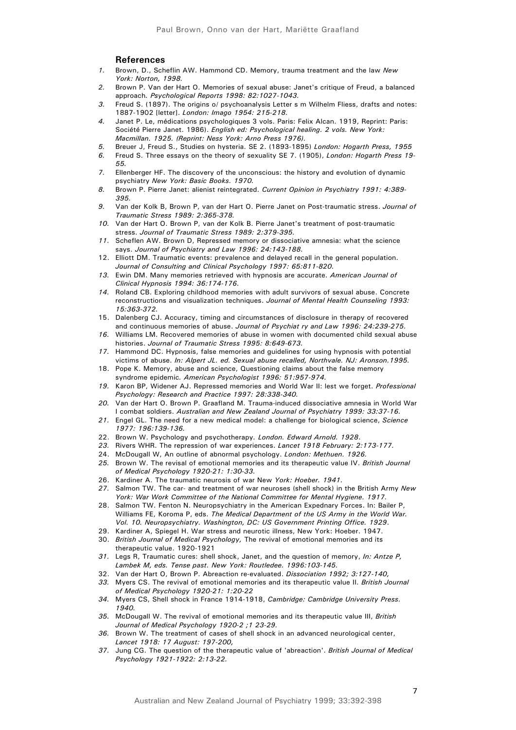## References

1. Brown, D., Scheflin AW. Hammond CD. Memory, trauma treatment and the law *New York: Norton, 1998.*
2. Brown P. Van der Hart O. Memories of sexual abuse: Janet's critique of Freud, a balanced approach. *Psychological Reports 1998: 82:1027-1043.*
3. Freud S. (1897). The origins o/ psychoanalysis Letter s m Wilhelm Fliess, drafts and notes: 1887-1902 [letter]. *London: Imago 1954: 215-218.*
4. Janet P. Le, médications psychologiques 3 vols. Paris: Felix Alcan. 1919, Reprint: Paris: Société Pierre Janet. 1986). *English ed: Psychological healing. 2 vols. New York: Macmillan. 1925. (Reprint: Ness York: Arno Press 1976).*
5. Breuer J, Freud S., Studies on hysteria. SE 2. (1893-1895) *London: Hogarth Press, 1955*
6. Freud S. Three essays on the theory of sexuality SE 7. (1905), *London: Hogarth Press 19-55.*
7. Ellenberger HF. The discovery of the unconscious: the history and evolution of dynamic psychiatry *New York: Basic Books. 1970.*
8. Brown P. Pierre Janet: alienist reintegrated. *Current Opinion in Psychiatry 1991: 4:389-395.*
9. Van der Kolk B, Brown P, van der Hart O. Pierre Janet on Post-traumatic stress. *Journal of Traumatic Stress 1989: 2:365-378.*
10. Van der Hart O. Brown P, van der Kolk B. Pierre Janet's treatment of post-traumatic stress. *Journal of Traumatic Stress 1989: 2:379-395.*
11. Scheflen AW. Brown D, Repressed memory or dissociative amnesia: what the science says. *Journal of Psychiatry and Law 1996: 24:143-188.*
12. Elliott DM. Traumatic events: prevalence and delayed recall in the general population. *Journal of Consulting and Clinical Psychology 1997: 65:811-820.*
13. Ewin DM. Many memories retrieved with hypnosis are accurate. *American Journal of Clinical Hypnosis 1994: 36:174-176.*
14. Roland CB. Exploring childhood memories with adult survivors of sexual abuse. Concrete reconstructions and visualization techniques. *Journal of Mental Health Counseling 1993: 15:363-372.*
15. Dalenberg CJ. Accuracy, timing and circumstances of disclosure in therapy of recovered and continuous memories of abuse. *Journal of Psychiat ry and Law 1996: 24:239-275.*
16. Williams LM. Recovered memories of abuse in women with documented child sexual abuse histories. *Journal of Traumatic Stress 1995: 8:649-673.*
17. Hammond DC. Hypnosis, false memories and guidelines for using hypnosis with potential victims of abuse. *In: Alpert JL. ed. Sexual abuse recalled, Northvale. NJ: Aronson.1995.*
18. Pope K. Memory, abuse and science, Questioning claims about the false memory syndrome epidemic. *American Psychologist 1996: 51:957-974.*
19. Karon BP, Widener AJ. Repressed memories and World War II: lest we forget. *Professional Psychology: Research and Practice 1997: 28:338-340.*
20. Van der Hart O. Brown P. Graafland M. Trauma-induced dissociative amnesia in World War I combat soldiers. *Australian and New Zealand Journal of Psychiatry 1999: 33:37-16.*
21. Engel GL. The need for a new medical model: a challenge for biological science, *Science 1977: 196:139-136.*
22. Brown W. Psychology and psychotherapy. *London. Edward Arnold. 1928.*
23. Rivers WHR. The repression of war experiences. *Lancet 1918 February: 2:173-177.*
24. McDougall W, An outline of abnormal psychology. *London: Methuen. 1926.*
25. Brown W. The revisal of emotional memories and its therapeutic value IV. *British Journal of Medical Psychology 1920-21: 1:30-33.*
26. Kardiner A. The traumatic neurosis of war New *York: Hoeber. 1941.*
27. Salmon TW. The car- and treatment of war neuroses (shell shock) in the British Army *New York: War Work Committee of the National Committee for Mental Hygiene. 1917.*
28. Salmon TW. Fenton N. Neuropsychiatry in the American Expednary Forces. In: Bailer P, Williams FE, Koroma P, eds. *The Medical Department of the US Army in the World War. Vol. 10. Neuropsychiatry. Washington, DC: US Government Printing Office. 1929.*
29. Kardiner A, Spiegel H. War stress and neurotic illness, New York: Hoeber. 1947.
30. *British Journal of Medical Psychology,* The revival of emotional memories and its therapeutic value. 1920-1921
31. Legs R, Traumatic cures: shell shock, Janet, and the question of memory, *In: Antze P, Lambek M, eds. Tense past. New York: Routledee. 1996:103-145.*
32. Van der Hart O, Brown P. Abreaction re-evaluated. *Dissociation 1992; 3:127-140,*
33. Myers CS. The revival of emotional memories and its therapeutic value II. *British Journal of Medical Psychology 1920-21: 1:20-22*
34. Myers CS, Shell shock in France 1914-1918, *Cambridge: Cambridge University Press. 1940.*
35. McDougall W. The revival of emotional memories and its therapeutic value III, *British Journal of Medical Psychology 1920-2 ;1 23-29.*
36. Brown W. The treatment of cases of shell shock in an advanced neurological center, *Lancet 1918: 17 August: 197-200,*
37. Jung CG. The question of the therapeutic value of 'abreaction'. *British Journal of Medical Psychology 1921-1922: 2:13-22.*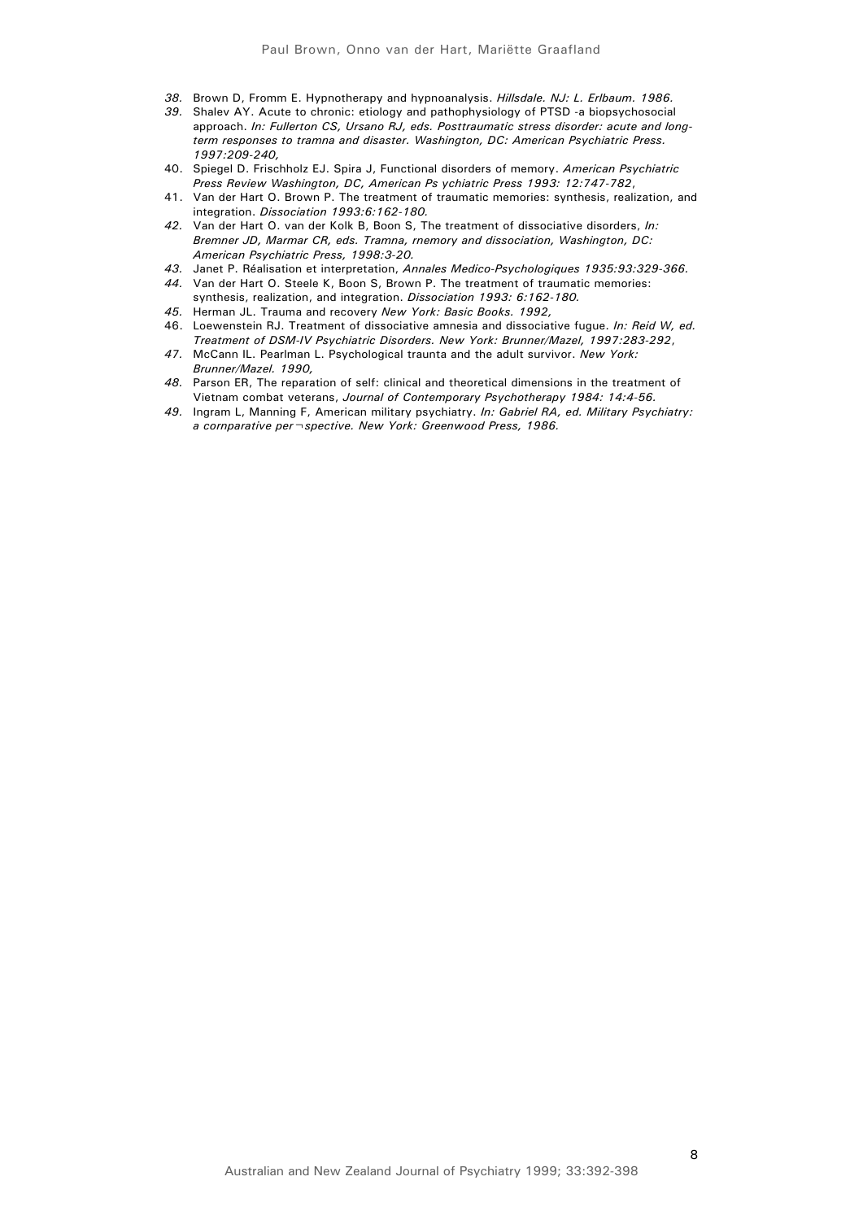38. Brown D, Fromm E. Hypnotherapy and hypnoanalysis. *Hillsdale. NJ: L. Erlbaum. 1986.*
39. Shalev AY. Acute to chronic: etiology and pathophysiology of PTSD -a biopsychosocial approach. *In: Fullerton CS, Ursano RJ, eds. Posttraumatic stress disorder: acute and long-term responses to tramna and disaster. Washington, DC: American Psychiatric Press. 1997:209-240,*
40. Spiegel D. Frischholz EJ. Spira J, Functional disorders of memory. *American Psychiatric Press Review Washington, DC, American Ps ychiatric Press 1993: 12:747-782*,
41. Van der Hart O. Brown P. The treatment of traumatic memories: synthesis, realization, and integration. *Dissociation 1993:6:162-180.*
42. Van der Hart O. van der Kolk B, Boon S, The treatment of dissociative disorders, *In: Bremner JD, Marmar CR, eds. Tramna, rnemory and dissociation, Washington, DC: American Psychiatric Press, 1998:3-20.*
43. Janet P. Réalisation et interpretation, *Annales Medico-Psychologiques 1935:93:329-366.*
44. Van der Hart O. Steele K, Boon S, Brown P. The treatment of traumatic memories: synthesis, realization, and integration. *Dissociation 1993: 6:162-180.*
45. Herman JL. Trauma and recovery *New York: Basic Books. 1992,*
46. Loewenstein RJ. Treatment of dissociative amnesia and dissociative fugue. *In: Reid W, ed. Treatment of DSM-IV Psychiatric Disorders. New York: Brunner/Mazel, 1997:283-292*,
47. McCann IL. Pearlman L. Psychological traunta and the adult survivor. *New York: Brunner/Mazel. 1990,*
48. Parson ER, The reparation of self: clinical and theoretical dimensions in the treatment of Vietnam combat veterans, *Journal of Contemporary Psychotherapy 1984: 14:4-56.*
49. Ingram L, Manning F, American military psychiatry. *In: Gabriel RA, ed. Military Psychiatry: a cornparative per¬spective. New York: Greenwood Press, 1986.*